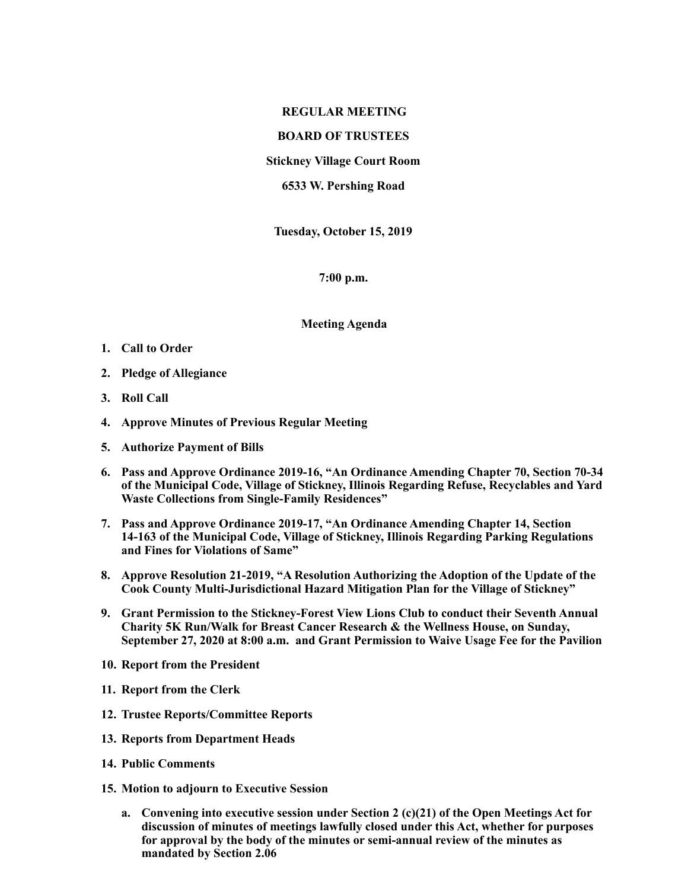**REGULAR MEETING**

**BOARD OF TRUSTEES**

**Stickney Village Court Room**

**6533 W. Pershing Road**

**Tuesday, October 15, 2019**

**7:00 p.m.**

**Meeting Agenda**

1. **Call to Order**
2. **Pledge of Allegiance**
3. **Roll Call**
4. **Approve Minutes of Previous Regular Meeting**
5. **Authorize Payment of Bills**
6. **Pass and Approve Ordinance 2019-16, "An Ordinance Amending Chapter 70, Section 70-34 of the Municipal Code, Village of Stickney, Illinois Regarding Refuse, Recyclables and Yard Waste Collections from Single-Family Residences"**
7. **Pass and Approve Ordinance 2019-17, "An Ordinance Amending Chapter 14, Section 14-163 of the Municipal Code, Village of Stickney, Illinois Regarding Parking Regulations and Fines for Violations of Same"**
8. **Approve Resolution 21-2019, "A Resolution Authorizing the Adoption of the Update of the Cook County Multi-Jurisdictional Hazard Mitigation Plan for the Village of Stickney"**
9. **Grant Permission to the Stickney-Forest View Lions Club to conduct their Seventh Annual Charity 5K Run/Walk for Breast Cancer Research & the Wellness House, on Sunday, September 27, 2020 at 8:00 a.m. and Grant Permission to Waive Usage Fee for the Pavilion**
10. **Report from the President**
11. **Report from the Clerk**
12. **Trustee Reports/Committee Reports**
13. **Reports from Department Heads**
14. **Public Comments**
15. **Motion to adjourn to Executive Session**
    a. **Convening into executive session under Section 2 (c)(21) of the Open Meetings Act for discussion of minutes of meetings lawfully closed under this Act, whether for purposes for approval by the body of the minutes or semi-annual review of the minutes as mandated by Section 2.06**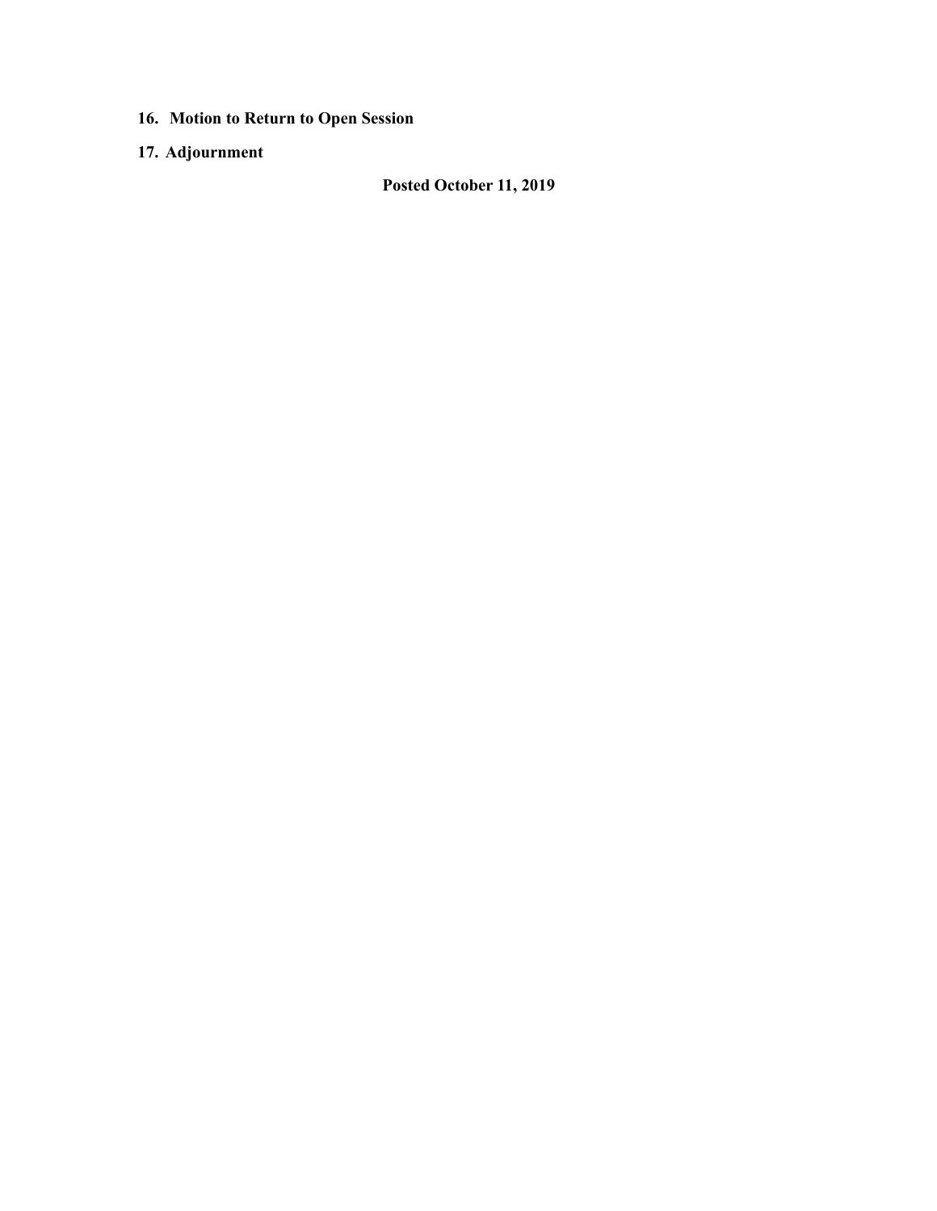**16. Motion to Return to Open Session**

**17. Adjournment**

**Posted October 11, 2019**